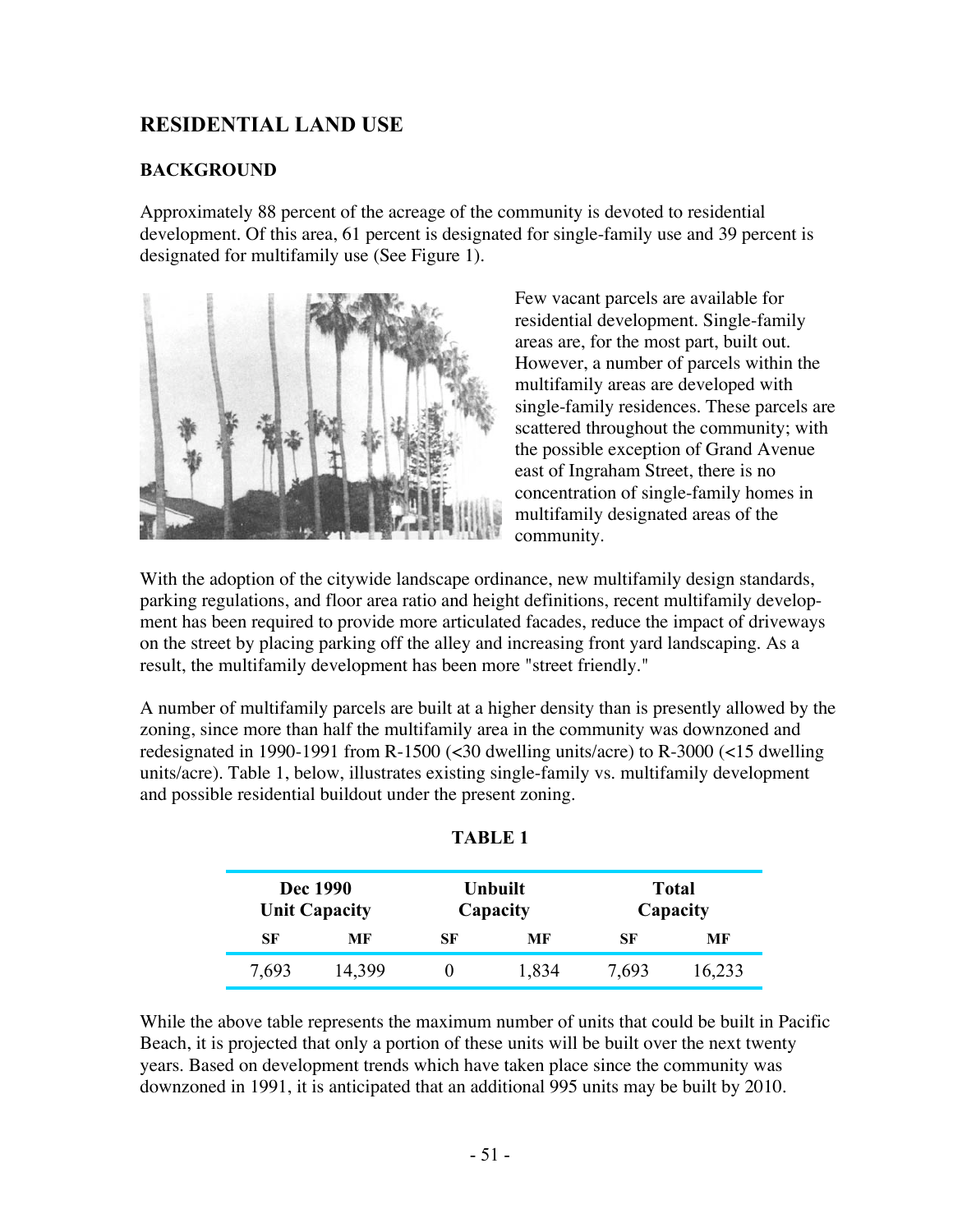## RESIDENTIAL LAND USE

### BACKGROUND

Approximately 88 percent of the acreage of the community is devoted to residential development. Of this area, 61 percent is designated for single-family use and 39 percent is designated for multifamily use (See Figure 1).

Few vacant parcels are available for residential development. Single-family areas are, for the most part, built out. However, a number of parcels within the multifamily areas are developed with single-family residences. These parcels are scattered throughout the community; with the possible exception of Grand Avenue east of Ingraham Street, there is no concentration of single-family homes in multifamily designated areas of the community.

With the adoption of the citywide landscape ordinance, new multifamily design standards, parking regulations, and floor area ratio and height definitions, recent multifamily development has been required to provide more articulated facades, reduce the impact of driveways on the street by placing parking off the alley and increasing front yard landscaping. As a result, the multifamily development has been more "street friendly."

A number of multifamily parcels are built at a higher density than is presently allowed by the zoning, since more than half the multifamily area in the community was downzoned and redesignated in 1990-1991 from R-1500 (<30 dwelling units/acre) to R-3000 (<15 dwelling units/acre). Table 1, below, illustrates existing single-family vs. multifamily development and possible residential buildout under the present zoning.

**TABLE 1**

| Dec 1990 Unit Capacity | | Unbuilt Capacity | | Total Capacity | |
|---|---|---|---|---|---|
| SF | MF | SF | MF | SF | MF |
| 7,693 | 14,399 | 0 | 1,834 | 7,693 | 16,233 |

While the above table represents the maximum number of units that could be built in Pacific Beach, it is projected that only a portion of these units will be built over the next twenty years. Based on development trends which have taken place since the community was downzoned in 1991, it is anticipated that an additional 995 units may be built by 2010.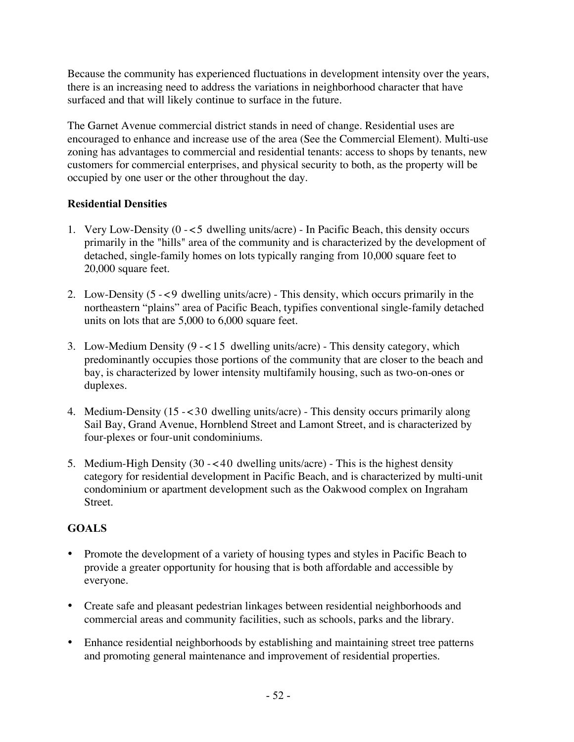Because the community has experienced fluctuations in development intensity over the years, there is an increasing need to address the variations in neighborhood character that have surfaced and that will likely continue to surface in the future.

The Garnet Avenue commercial district stands in need of change. Residential uses are encouraged to enhance and increase use of the area (See the Commercial Element). Multi-use zoning has advantages to commercial and residential tenants: access to shops by tenants, new customers for commercial enterprises, and physical security to both, as the property will be occupied by one user or the other throughout the day.

**Residential Densities**

1. Very Low-Density (0 - <5 dwelling units/acre) - In Pacific Beach, this density occurs primarily in the "hills" area of the community and is characterized by the development of detached, single-family homes on lots typically ranging from 10,000 square feet to 20,000 square feet.

2. Low-Density (5 - <9 dwelling units/acre) - This density, which occurs primarily in the northeastern "plains" area of Pacific Beach, typifies conventional single-family detached units on lots that are 5,000 to 6,000 square feet.

3. Low-Medium Density (9 - <15 dwelling units/acre) - This density category, which predominantly occupies those portions of the community that are closer to the beach and bay, is characterized by lower intensity multifamily housing, such as two-on-ones or duplexes.

4. Medium-Density (15 - <30 dwelling units/acre) - This density occurs primarily along Sail Bay, Grand Avenue, Hornblend Street and Lamont Street, and is characterized by four-plexes or four-unit condominiums.

5. Medium-High Density (30 - <40 dwelling units/acre) - This is the highest density category for residential development in Pacific Beach, and is characterized by multi-unit condominium or apartment development such as the Oakwood complex on Ingraham Street.

**GOALS**

- Promote the development of a variety of housing types and styles in Pacific Beach to provide a greater opportunity for housing that is both affordable and accessible by everyone.

- Create safe and pleasant pedestrian linkages between residential neighborhoods and commercial areas and community facilities, such as schools, parks and the library.

- Enhance residential neighborhoods by establishing and maintaining street tree patterns and promoting general maintenance and improvement of residential properties.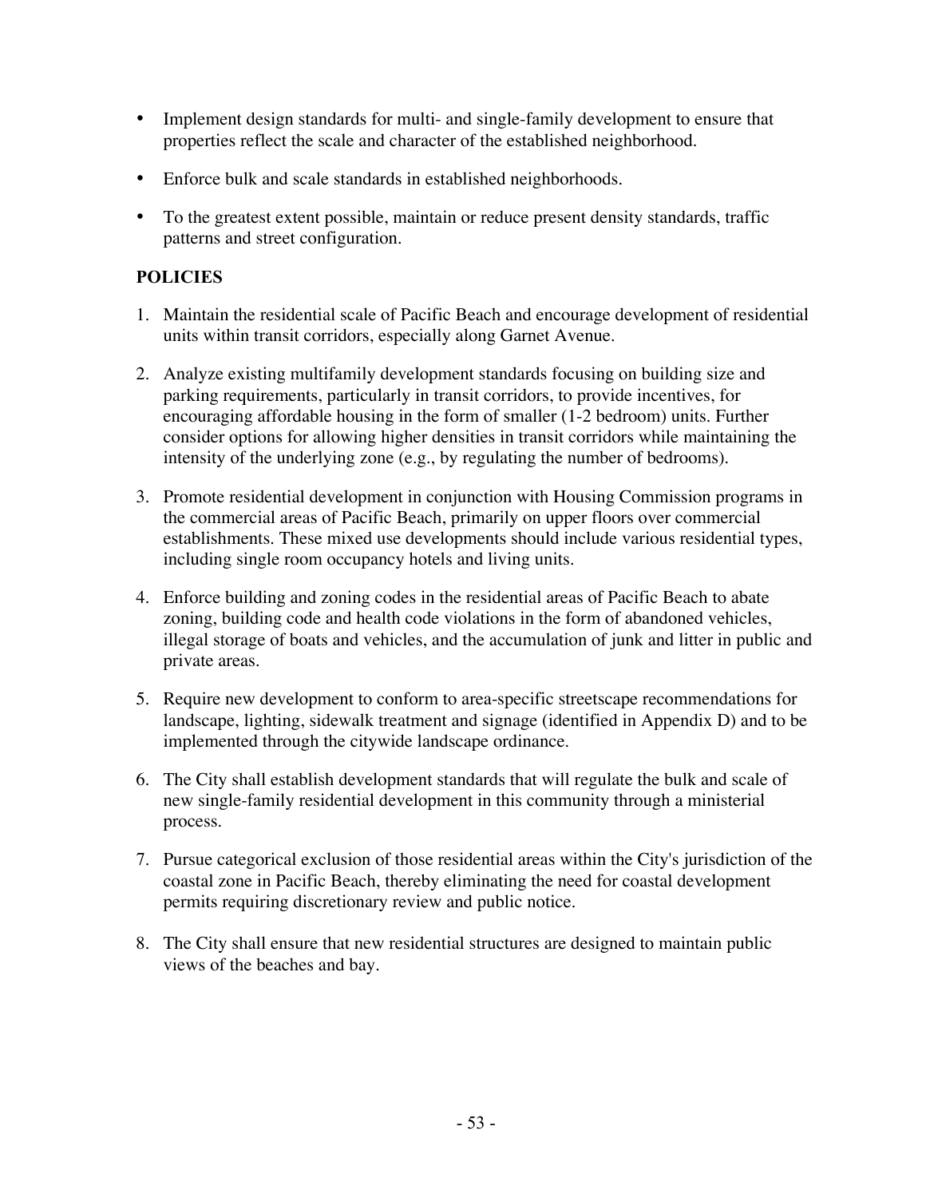- Implement design standards for multi- and single-family development to ensure that properties reflect the scale and character of the established neighborhood.
- Enforce bulk and scale standards in established neighborhoods.
- To the greatest extent possible, maintain or reduce present density standards, traffic patterns and street configuration.

**POLICIES**

1. Maintain the residential scale of Pacific Beach and encourage development of residential units within transit corridors, especially along Garnet Avenue.
2. Analyze existing multifamily development standards focusing on building size and parking requirements, particularly in transit corridors, to provide incentives, for encouraging affordable housing in the form of smaller (1-2 bedroom) units. Further consider options for allowing higher densities in transit corridors while maintaining the intensity of the underlying zone (e.g., by regulating the number of bedrooms).
3. Promote residential development in conjunction with Housing Commission programs in the commercial areas of Pacific Beach, primarily on upper floors over commercial establishments. These mixed use developments should include various residential types, including single room occupancy hotels and living units.
4. Enforce building and zoning codes in the residential areas of Pacific Beach to abate zoning, building code and health code violations in the form of abandoned vehicles, illegal storage of boats and vehicles, and the accumulation of junk and litter in public and private areas.
5. Require new development to conform to area-specific streetscape recommendations for landscape, lighting, sidewalk treatment and signage (identified in Appendix D) and to be implemented through the citywide landscape ordinance.
6. The City shall establish development standards that will regulate the bulk and scale of new single-family residential development in this community through a ministerial process.
7. Pursue categorical exclusion of those residential areas within the City's jurisdiction of the coastal zone in Pacific Beach, thereby eliminating the need for coastal development permits requiring discretionary review and public notice.
8. The City shall ensure that new residential structures are designed to maintain public views of the beaches and bay.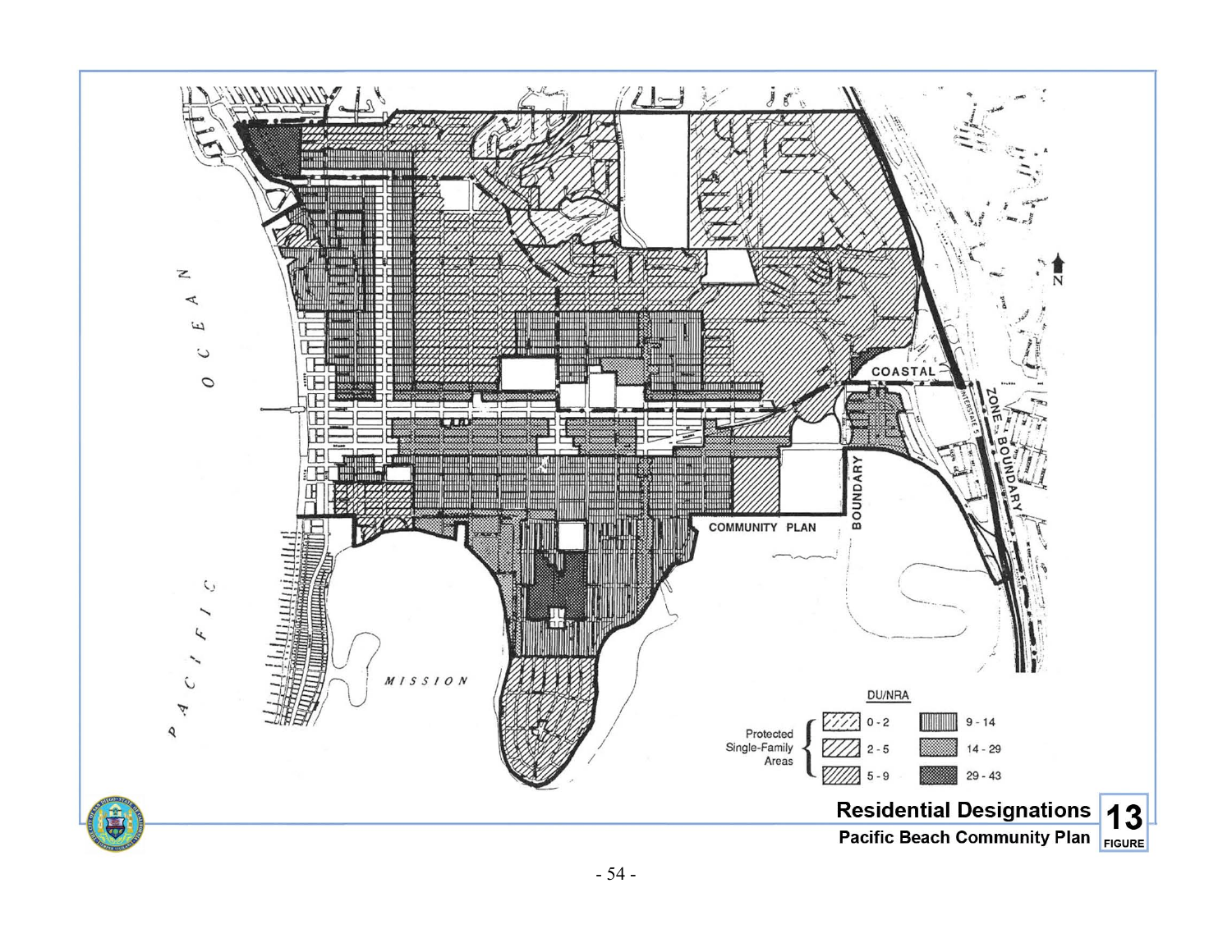**Residential Designations**

**Pacific Beach Community Plan**

**13**

**FIGURE**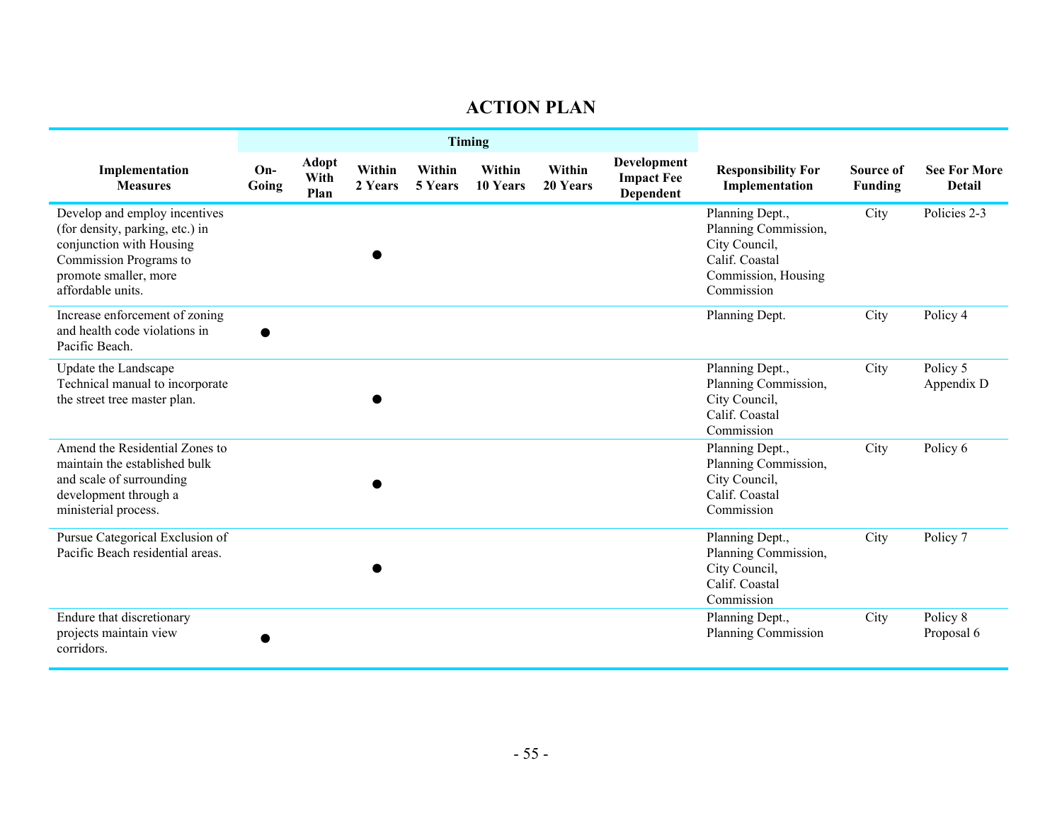## ACTION PLAN

| Implementation Measures | Timing | | | | | | | Responsibility For Implementation | Source of Funding | See For More Detail |
|---|---|---|---|---|---|---|---|---|---|---|
| | On-Going | Adopt With Plan | Within 2 Years | Within 5 Years | Within 10 Years | Within 20 Years | Development Impact Fee Dependent | | | |
| Develop and employ incentives (for density, parking, etc.) in conjunction with Housing Commission Programs to promote smaller, more affordable units. | | | ● | | | | | Planning Dept., Planning Commission, City Council, Calif. Coastal Commission, Housing Commission | City | Policies 2-3 |
| Increase enforcement of zoning and health code violations in Pacific Beach. | ● | | | | | | | Planning Dept. | City | Policy 4 |
| Update the Landscape Technical manual to incorporate the street tree master plan. | | | ● | | | | | Planning Dept., Planning Commission, City Council, Calif. Coastal Commission | City | Policy 5 Appendix D |
| Amend the Residential Zones to maintain the established bulk and scale of surrounding development through a ministerial process. | | | ● | | | | | Planning Dept., Planning Commission, City Council, Calif. Coastal Commission | City | Policy 6 |
| Pursue Categorical Exclusion of Pacific Beach residential areas. | | | ● | | | | | Planning Dept., Planning Commission, City Council, Calif. Coastal Commission | City | Policy 7 |
| Endure that discretionary projects maintain view corridors. | ● | | | | | | | Planning Dept., Planning Commission | City | Policy 8 Proposal 6 |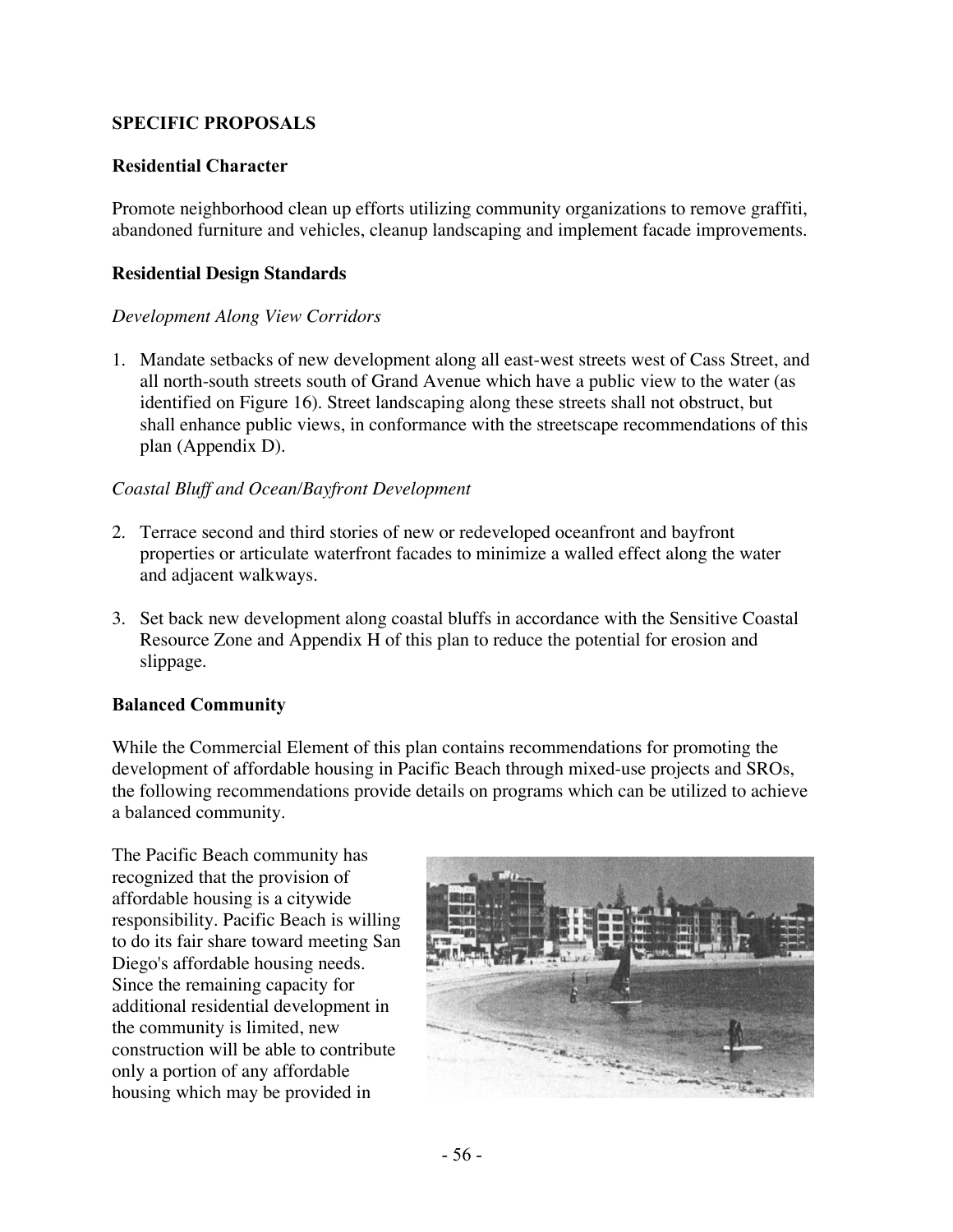## SPECIFIC PROPOSALS

### Residential Character

Promote neighborhood clean up efforts utilizing community organizations to remove graffiti, abandoned furniture and vehicles, cleanup landscaping and implement facade improvements.

### Residential Design Standards

*Development Along View Corridors*

1. Mandate setbacks of new development along all east-west streets west of Cass Street, and all north-south streets south of Grand Avenue which have a public view to the water (as identified on Figure 16). Street landscaping along these streets shall not obstruct, but shall enhance public views, in conformance with the streetscape recommendations of this plan (Appendix D).

*Coastal Bluff and Ocean/Bayfront Development*

2. Terrace second and third stories of new or redeveloped oceanfront and bayfront properties or articulate waterfront facades to minimize a walled effect along the water and adjacent walkways.

3. Set back new development along coastal bluffs in accordance with the Sensitive Coastal Resource Zone and Appendix H of this plan to reduce the potential for erosion and slippage.

### Balanced Community

While the Commercial Element of this plan contains recommendations for promoting the development of affordable housing in Pacific Beach through mixed-use projects and SROs, the following recommendations provide details on programs which can be utilized to achieve a balanced community.

The Pacific Beach community has recognized that the provision of affordable housing is a citywide responsibility. Pacific Beach is willing to do its fair share toward meeting San Diego's affordable housing needs. Since the remaining capacity for additional residential development in the community is limited, new construction will be able to contribute only a portion of any affordable housing which may be provided in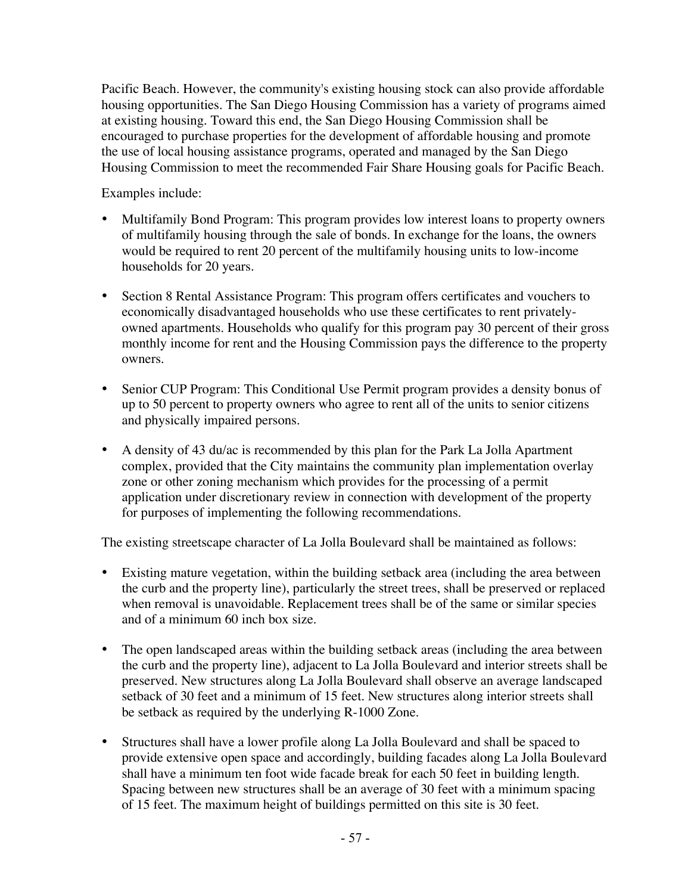Pacific Beach. However, the community's existing housing stock can also provide affordable housing opportunities. The San Diego Housing Commission has a variety of programs aimed at existing housing. Toward this end, the San Diego Housing Commission shall be encouraged to purchase properties for the development of affordable housing and promote the use of local housing assistance programs, operated and managed by the San Diego Housing Commission to meet the recommended Fair Share Housing goals for Pacific Beach.

Examples include:

- Multifamily Bond Program: This program provides low interest loans to property owners of multifamily housing through the sale of bonds. In exchange for the loans, the owners would be required to rent 20 percent of the multifamily housing units to low-income households for 20 years.

- Section 8 Rental Assistance Program: This program offers certificates and vouchers to economically disadvantaged households who use these certificates to rent privately-owned apartments. Households who qualify for this program pay 30 percent of their gross monthly income for rent and the Housing Commission pays the difference to the property owners.

- Senior CUP Program: This Conditional Use Permit program provides a density bonus of up to 50 percent to property owners who agree to rent all of the units to senior citizens and physically impaired persons.

- A density of 43 du/ac is recommended by this plan for the Park La Jolla Apartment complex, provided that the City maintains the community plan implementation overlay zone or other zoning mechanism which provides for the processing of a permit application under discretionary review in connection with development of the property for purposes of implementing the following recommendations.

The existing streetscape character of La Jolla Boulevard shall be maintained as follows:

- Existing mature vegetation, within the building setback area (including the area between the curb and the property line), particularly the street trees, shall be preserved or replaced when removal is unavoidable. Replacement trees shall be of the same or similar species and of a minimum 60 inch box size.

- The open landscaped areas within the building setback areas (including the area between the curb and the property line), adjacent to La Jolla Boulevard and interior streets shall be preserved. New structures along La Jolla Boulevard shall observe an average landscaped setback of 30 feet and a minimum of 15 feet. New structures along interior streets shall be setback as required by the underlying R-1000 Zone.

- Structures shall have a lower profile along La Jolla Boulevard and shall be spaced to provide extensive open space and accordingly, building facades along La Jolla Boulevard shall have a minimum ten foot wide facade break for each 50 feet in building length. Spacing between new structures shall be an average of 30 feet with a minimum spacing of 15 feet. The maximum height of buildings permitted on this site is 30 feet.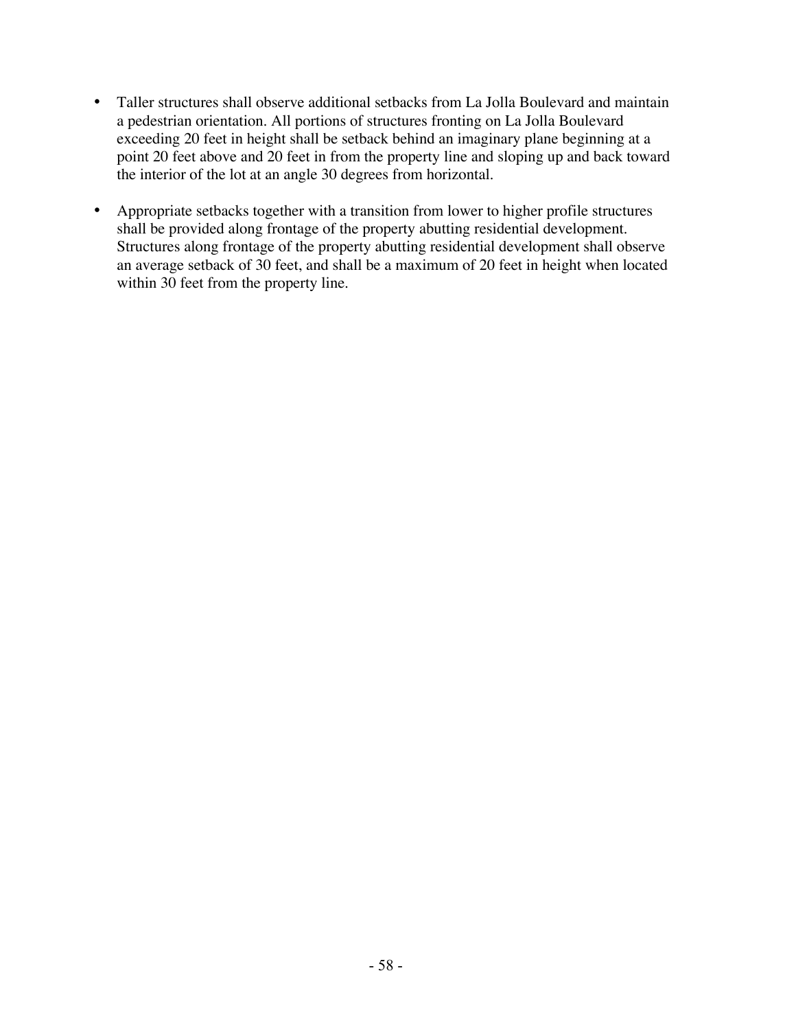- Taller structures shall observe additional setbacks from La Jolla Boulevard and maintain a pedestrian orientation. All portions of structures fronting on La Jolla Boulevard exceeding 20 feet in height shall be setback behind an imaginary plane beginning at a point 20 feet above and 20 feet in from the property line and sloping up and back toward the interior of the lot at an angle 30 degrees from horizontal.

- Appropriate setbacks together with a transition from lower to higher profile structures shall be provided along frontage of the property abutting residential development. Structures along frontage of the property abutting residential development shall observe an average setback of 30 feet, and shall be a maximum of 20 feet in height when located within 30 feet from the property line.